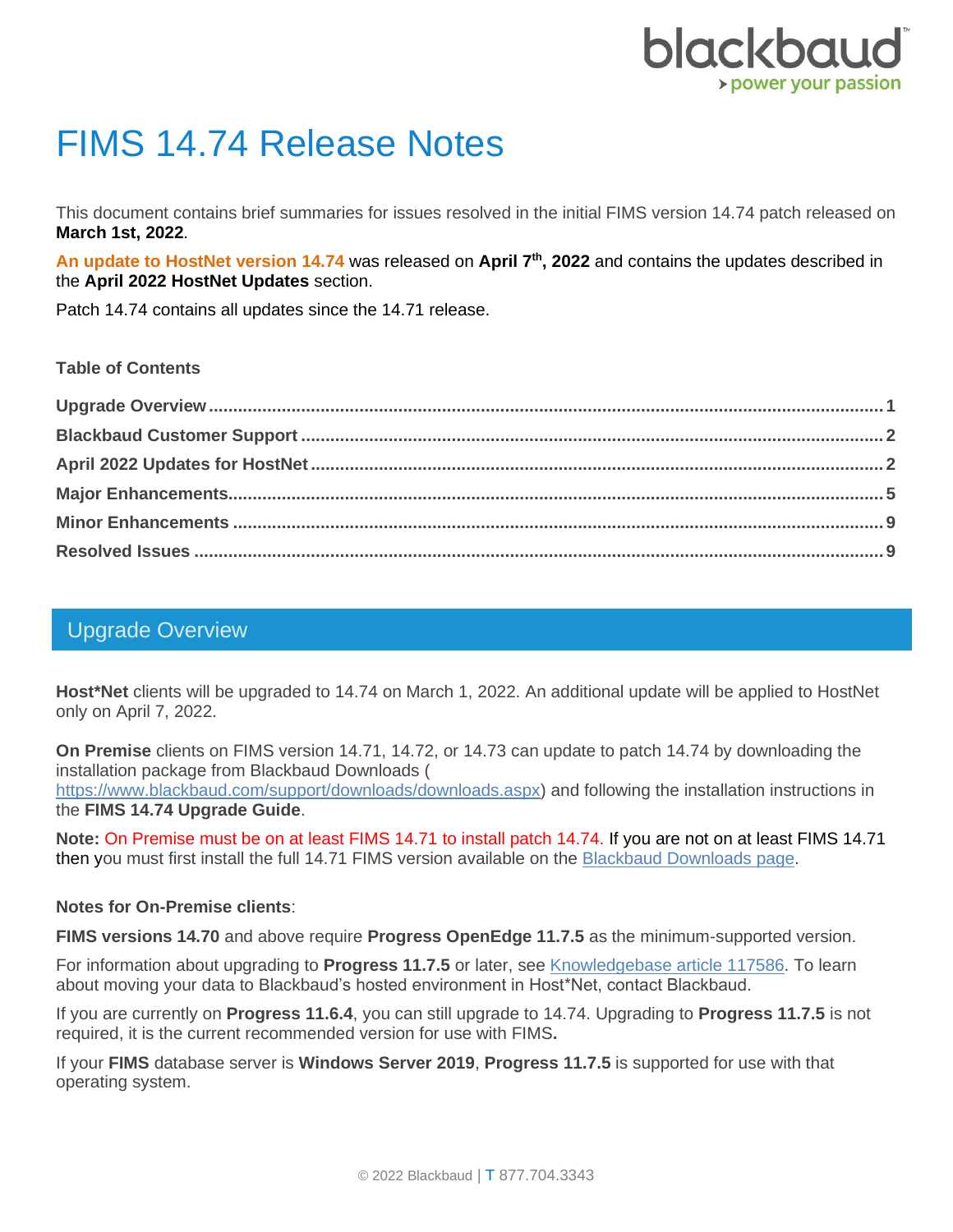# FIMS 14.74 Release Notes

This document contains brief summaries for issues resolved in the initial FIMS version 14.74 patch released on **March 1st, 2022**.

**An update to HostNet version 14.74** was released on **April 7th, 2022** and contains the updates described in the **April 2022 HostNet Updates** section.

Patch 14.74 contains all updates since the 14.71 release.

**Table of Contents**

- **Upgrade Overview** ........ 1
- **Blackbaud Customer Support** ........ 2
- **April 2022 Updates for HostNet** ........ 2
- **Major Enhancements** ........ 5
- **Minor Enhancements** ........ 9
- **Resolved Issues** ........ 9

## Upgrade Overview

**Host*Net** clients will be upgraded to 14.74 on March 1, 2022. An additional update will be applied to HostNet only on April 7, 2022.

**On Premise** clients on FIMS version 14.71, 14.72, or 14.73 can update to patch 14.74 by downloading the installation package from Blackbaud Downloads ( [https://www.blackbaud.com/support/downloads/downloads.aspx](https://www.blackbaud.com/support/downloads/downloads.aspx)) and following the installation instructions in the **FIMS 14.74 Upgrade Guide**.

**Note:** On Premise must be on at least FIMS 14.71 to install patch 14.74. If you are not on at least FIMS 14.71 then you must first install the full 14.71 FIMS version available on the Blackbaud Downloads page.

**Notes for On-Premise clients**:

**FIMS versions 14.70** and above require **Progress OpenEdge 11.7.5** as the minimum-supported version.

For information about upgrading to **Progress 11.7.5** or later, see Knowledgebase article 117586. To learn about moving your data to Blackbaud's hosted environment in Host*Net, contact Blackbaud.

If you are currently on **Progress 11.6.4**, you can still upgrade to 14.74. Upgrading to **Progress 11.7.5** is not required, it is the current recommended version for use with FIMS**.**

If your **FIMS** database server is **Windows Server 2019**, **Progress 11.7.5** is supported for use with that operating system.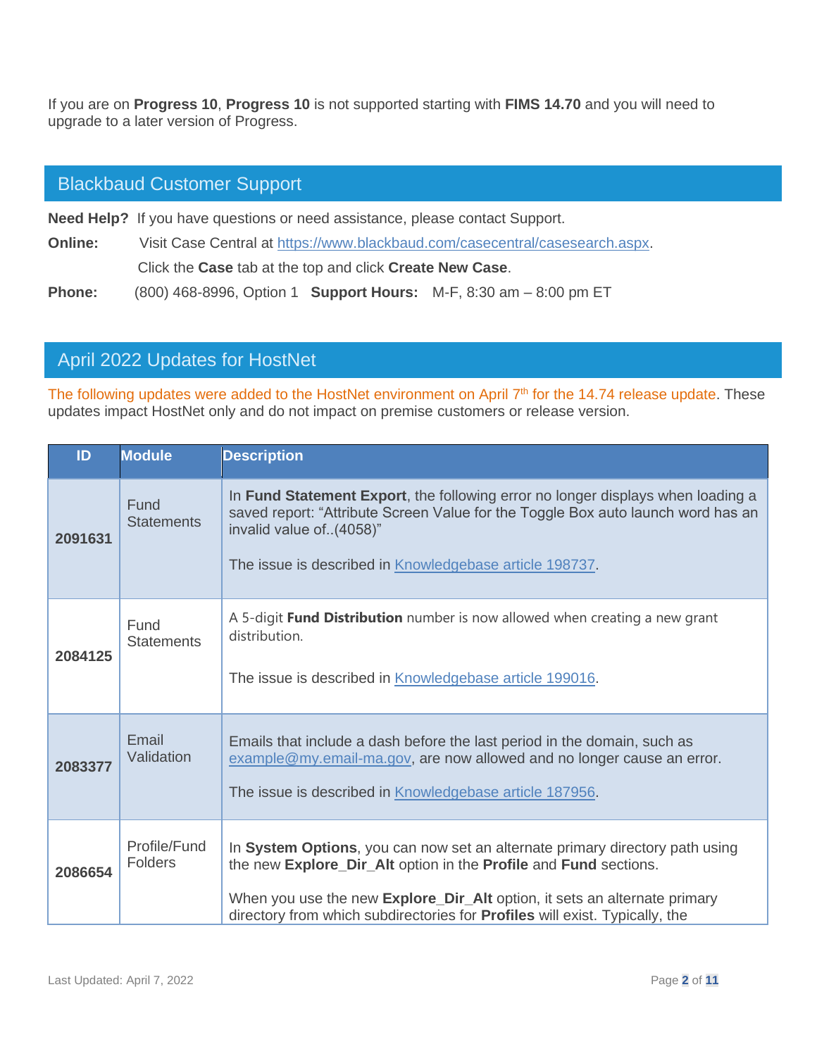If you are on **Progress 10**, **Progress 10** is not supported starting with **FIMS 14.70** and you will need to upgrade to a later version of Progress.

## Blackbaud Customer Support

**Need Help?** If you have questions or need assistance, please contact Support.

**Online:** Visit Case Central at https://www.blackbaud.com/casecentral/casesearch.aspx.

Click the **Case** tab at the top and click **Create New Case**.

**Phone:** (800) 468-8996, Option 1 **Support Hours:** M-F, 8:30 am – 8:00 pm ET

## April 2022 Updates for HostNet

The following updates were added to the HostNet environment on April 7th for the 14.74 release update. These updates impact HostNet only and do not impact on premise customers or release version.

| ID | Module | Description |
|---|---|---|
| **2091631** | Fund Statements | In **Fund Statement Export**, the following error no longer displays when loading a saved report: "Attribute Screen Value for the Toggle Box auto launch word has an invalid value of..(4058)"<br><br>The issue is described in Knowledgebase article 198737. |
| **2084125** | Fund Statements | A 5-digit **Fund Distribution** number is now allowed when creating a new grant distribution.<br><br>The issue is described in Knowledgebase article 199016. |
| **2083377** | Email Validation | Emails that include a dash before the last period in the domain, such as example@my.email-ma.gov, are now allowed and no longer cause an error.<br><br>The issue is described in Knowledgebase article 187956. |
| **2086654** | Profile/Fund Folders | In **System Options**, you can now set an alternate primary directory path using the new **Explore_Dir_Alt** option in the **Profile** and **Fund** sections.<br><br>When you use the new **Explore_Dir_Alt** option, it sets an alternate primary directory from which subdirectories for **Profiles** will exist. Typically, the |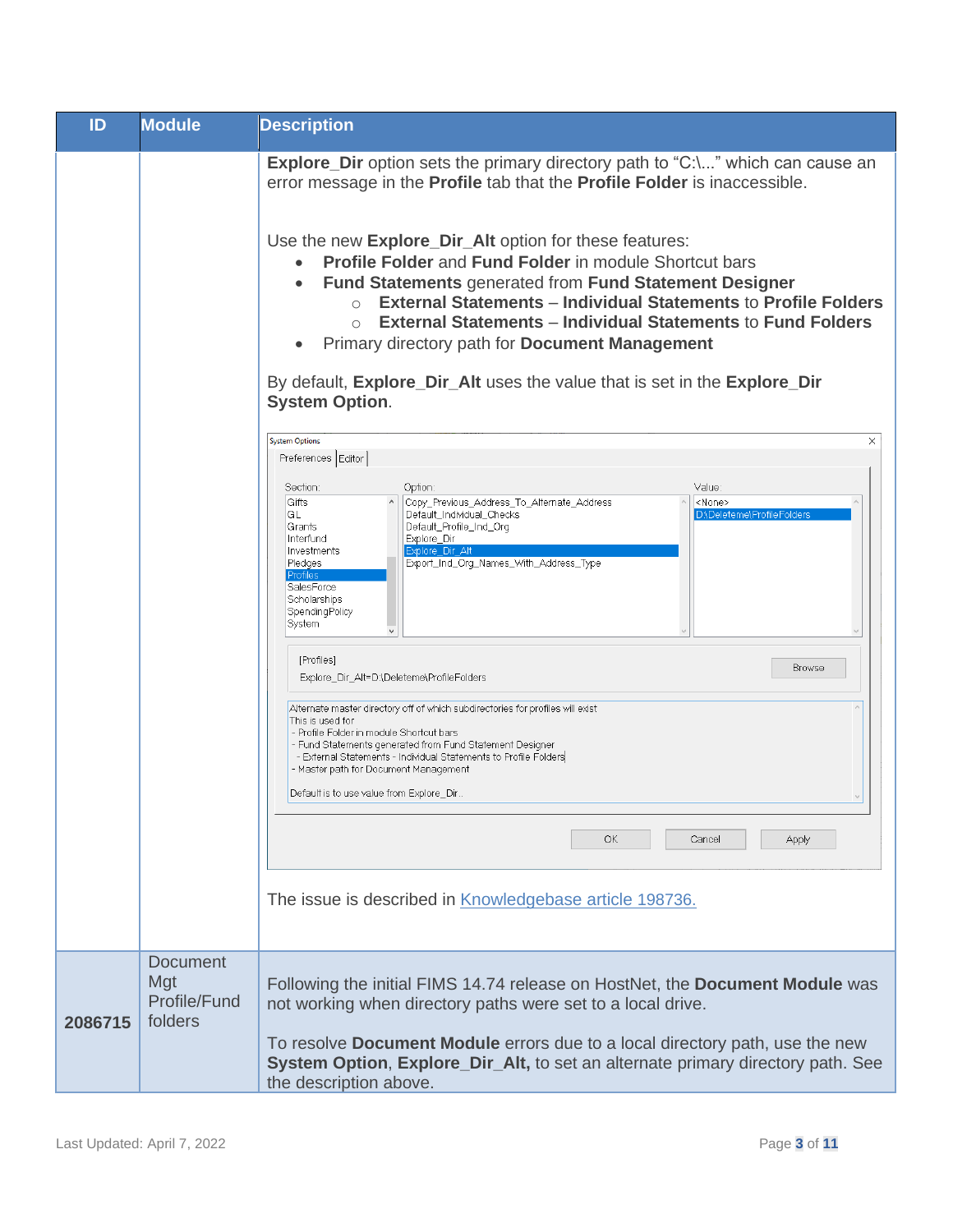| ID | Module | Description |
|---|---|---|
| | | **Explore_Dir** option sets the primary directory path to "C:\..." which can cause an error message in the **Profile** tab that the **Profile Folder** is inaccessible.<br><br>Use the new **Explore_Dir_Alt** option for these features:<br>• **Profile Folder** and **Fund Folder** in module Shortcut bars<br>• **Fund Statements** generated from **Fund Statement Designer**<br>&nbsp;&nbsp;&nbsp;&nbsp;○ **External Statements** – **Individual Statements** to **Profile Folders**<br>&nbsp;&nbsp;&nbsp;&nbsp;○ **External Statements** – **Individual Statements** to **Fund Folders**<br>• Primary directory path for **Document Management**<br><br>By default, **Explore_Dir_Alt** uses the value that is set in the **Explore_Dir System Option**.<br><br>System Options<br>Preferences \| Editor<br>Section: Gifts, GL, Grants, Interfund, Investments, Pledges, Profiles, SalesForce, Scholarships, SpendingPolicy, System<br>Option: Copy_Previous_Address_To_Alternate_Address, Default_Individual_Checks, Default_Profile_Ind_Org, Explore_Dir, Explore_Dir_Alt, Export_Ind_Org_Names_With_Address_Type<br>Value: <None>, D:\Deleteme\ProfileFolders<br>[Profiles]<br>Explore_Dir_Alt=D:\Deleteme\ProfileFolders<br>Browse<br>Alternate master directory off of which subdirectories for profiles will exist<br>This is used for<br>- Profile Folder in module Shortcut bars<br>- Fund Statements generated from Fund Statement Designer<br>- External Statements - Individual Statements to Profile Folders<br>- Master path for Document Management<br>Default is to use value from Explore_Dir..<br>OK Cancel Apply<br><br>The issue is described in [Knowledgebase article 198736.]() |
| **2086715** | Document Mgt Profile/Fund folders | Following the initial FIMS 14.74 release on HostNet, the **Document Module** was not working when directory paths were set to a local drive.<br><br>To resolve **Document Module** errors due to a local directory path, use the new **System Option**, **Explore_Dir_Alt,** to set an alternate primary directory path. See the description above. |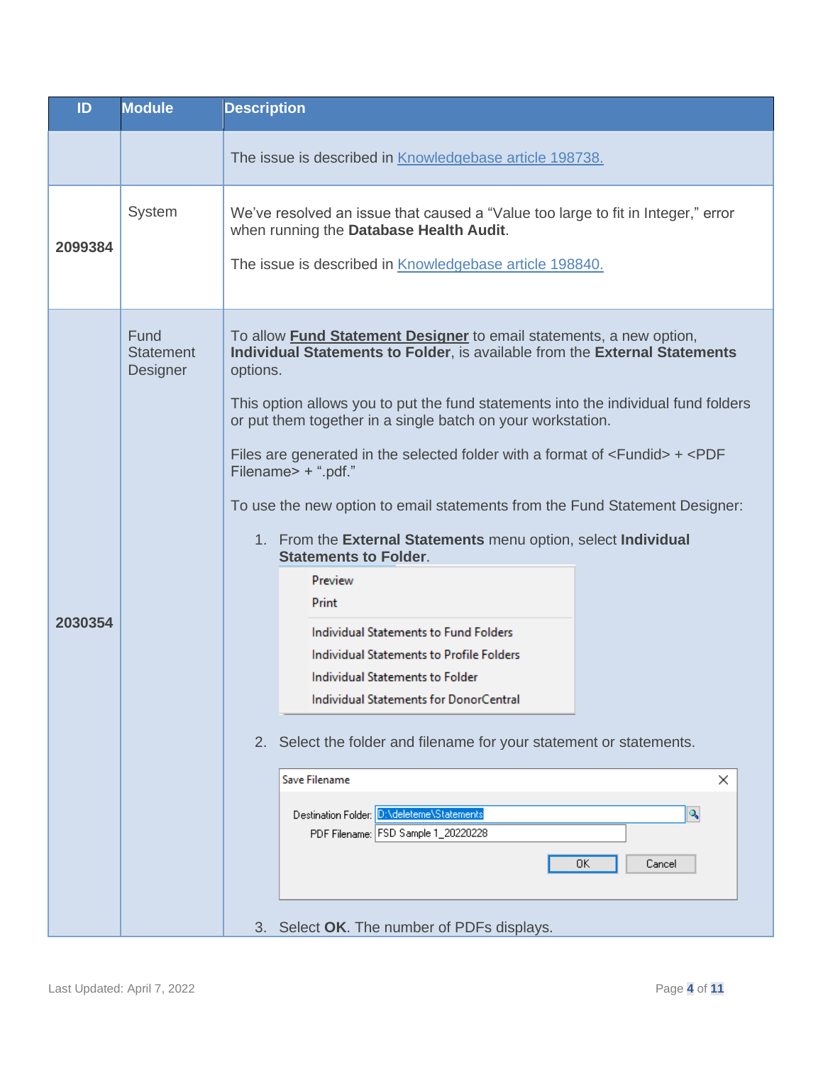| ID | Module | Description |
| --- | --- | --- |
| | | The issue is described in [Knowledgebase article 198738.]() |
| **2099384** | System | We've resolved an issue that caused a "Value too large to fit in Integer," error when running the **Database Health Audit**.<br><br>The issue is described in [Knowledgebase article 198840.]() |
| **2030354** | Fund Statement Designer | To allow **Fund Statement Designer** to email statements, a new option, **Individual Statements to Folder**, is available from the **External Statements** options.<br><br>This option allows you to put the fund statements into the individual fund folders or put them together in a single batch on your workstation.<br><br>Files are generated in the selected folder with a format of <Fundid> + <PDF Filename> + ".pdf."<br><br>To use the new option to email statements from the Fund Statement Designer:<br><br>1. From the **External Statements** menu option, select **Individual Statements to Folder**.<br><br>Preview<br>Print<br>Individual Statements to Fund Folders<br>Individual Statements to Profile Folders<br>Individual Statements to Folder<br>Individual Statements for DonorCentral<br><br>2. Select the folder and filename for your statement or statements.<br><br>Save Filename<br>Destination Folder: D:\deleteme\Statements<br>PDF Filename: FSD Sample 1_20220228<br>OK Cancel<br><br>3. Select **OK**. The number of PDFs displays. |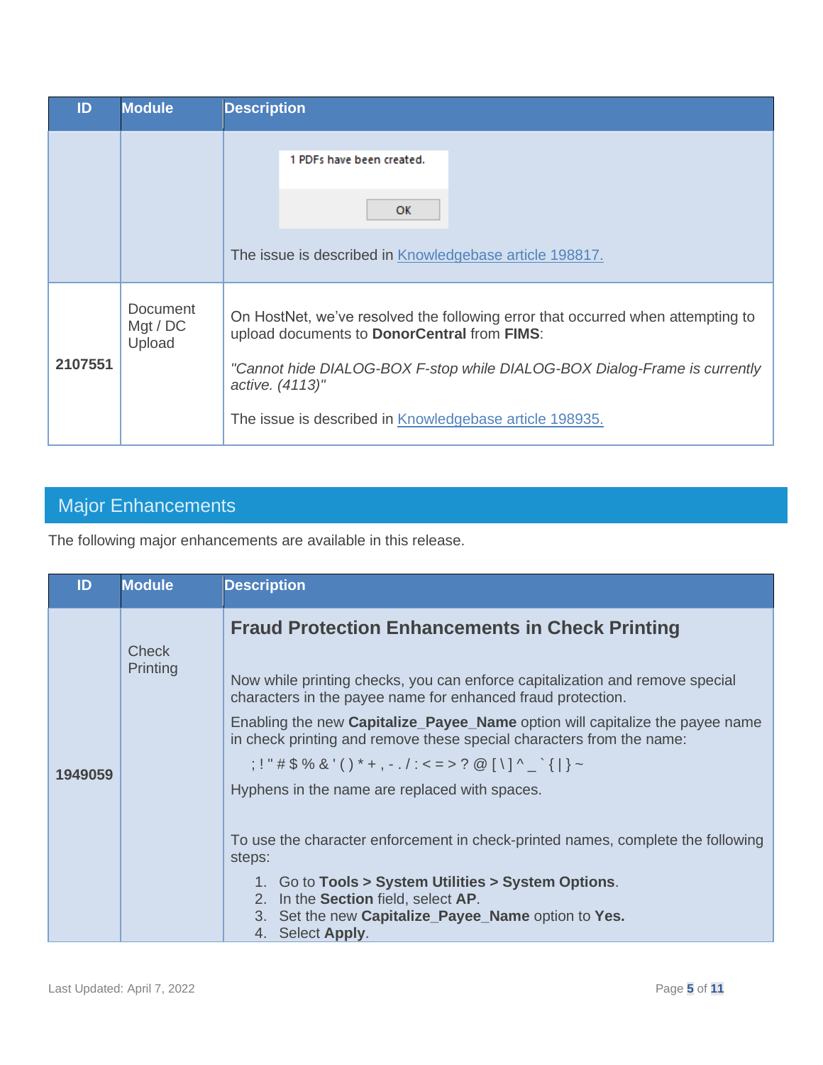| ID | Module | Description |
|---|---|---|
| | | 1 PDFs have been created.<br><br>OK<br><br>The issue is described in Knowledgebase article 198817. |
| 2107551 | Document Mgt / DC Upload | On HostNet, we've resolved the following error that occurred when attempting to upload documents to **DonorCentral** from **FIMS**:<br><br>*"Cannot hide DIALOG-BOX F-stop while DIALOG-BOX Dialog-Frame is currently active. (4113)"*<br><br>The issue is described in Knowledgebase article 198935. |

## Major Enhancements

The following major enhancements are available in this release.

| ID | Module | Description |
|---|---|---|
| 1949059 | Check Printing | **Fraud Protection Enhancements in Check Printing**<br><br>Now while printing checks, you can enforce capitalization and remove special characters in the payee name for enhanced fraud protection.<br><br>Enabling the new **Capitalize_Payee_Name** option will capitalize the payee name in check printing and remove these special characters from the name:<br><br>; ! " # $ % & ' ( ) * + , - . / : < = > ? @ [ \ ] ^ _ ` { \| } ~<br><br>Hyphens in the name are replaced with spaces.<br><br>To use the character enforcement in check-printed names, complete the following steps:<br>1. Go to **Tools > System Utilities > System Options**.<br>2. In the **Section** field, select **AP**.<br>3. Set the new **Capitalize_Payee_Name** option to **Yes.**<br>4. Select **Apply**. |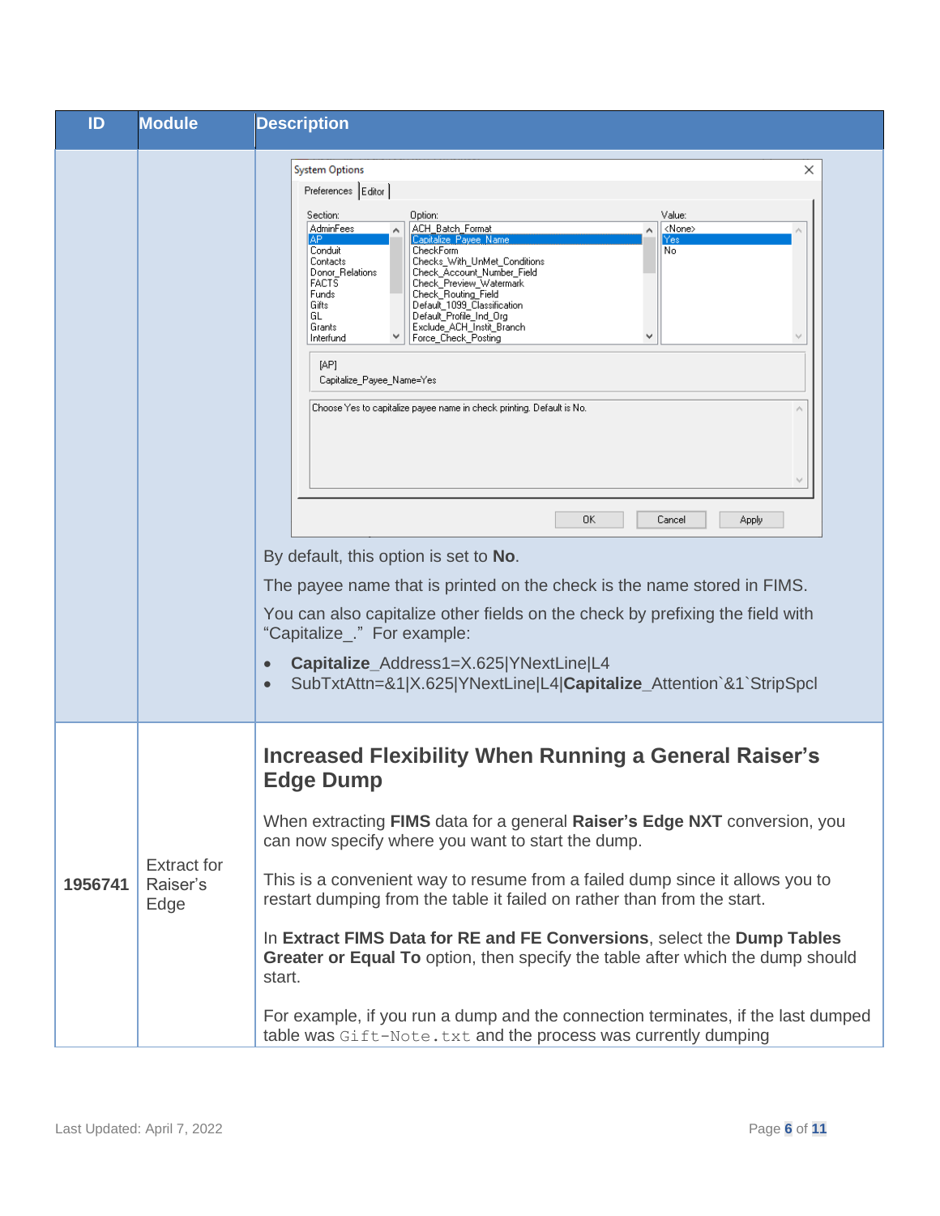| ID | Module | Description |
| --- | --- | --- |
| | | System Options<br>Preferences \| Editor<br>Section: AdminFees, AP, Conduit, Contacts, Donor_Relations, FACTS, Funds, Gifts, GL, Grants, Interfund<br>Option: ACH_Batch_Format, Capitalize_Payee_Name, CheckForm, Checks_With_UnMet_Conditions, Check_Account_Number_Field, Check_Preview_Watermark, Check_Routing_Field, Default_1099_Classification, Default_Profile_Ind_Org, Exclude_ACH_Instit_Branch, Force_Check_Posting<br>Value: <None>, Yes, No<br>[AP]<br>Capitalize_Payee_Name=Yes<br>Choose Yes to capitalize payee name in check printing. Default is No.<br>OK Cancel Apply<br><br>By default, this option is set to **No**.<br><br>The payee name that is printed on the check is the name stored in FIMS.<br><br>You can also capitalize other fields on the check by prefixing the field with "Capitalize_." For example:<br><br>• **Capitalize**_Address1=X.625\|YNextLine\|L4<br>• SubTxtAttn=&1\|X.625\|YNextLine\|L4\|**Capitalize**_Attention`&1`StripSpcl |
| **1956741** | Extract for Raiser's Edge | **Increased Flexibility When Running a General Raiser's Edge Dump**<br><br>When extracting **FIMS** data for a general **Raiser's Edge NXT** conversion, you can now specify where you want to start the dump.<br><br>This is a convenient way to resume from a failed dump since it allows you to restart dumping from the table it failed on rather than from the start.<br><br>In **Extract FIMS Data for RE and FE Conversions**, select the **Dump Tables Greater or Equal To** option, then specify the table after which the dump should start.<br><br>For example, if you run a dump and the connection terminates, if the last dumped table was `Gift-Note.txt` and the process was currently dumping |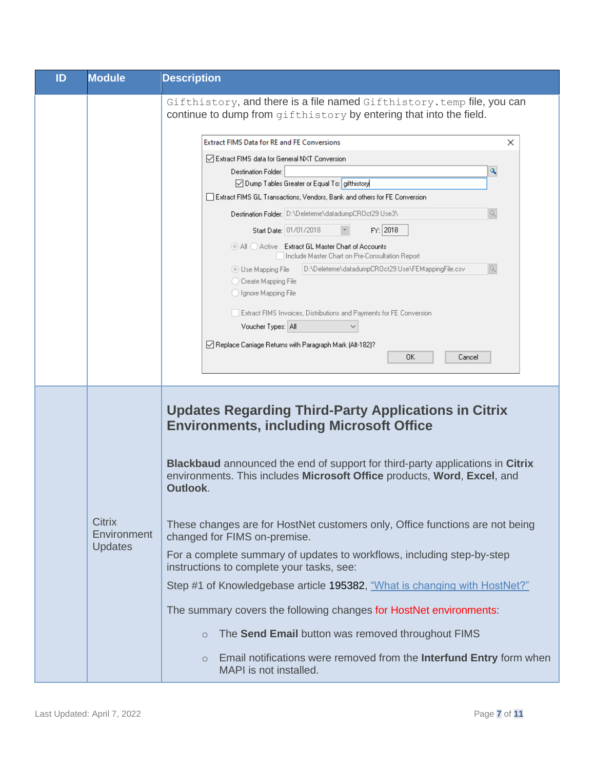| ID | Module | Description |
|---|---|---|
| | | `Gifthistory`, and there is a file named `Gifthistory.temp` file, you can continue to dump from `gifthistory` by entering that into the field. |
| | Citrix Environment Updates | **Updates Regarding Third-Party Applications in Citrix Environments, including Microsoft Office**<br><br>**Blackbaud** announced the end of support for third-party applications in **Citrix** environments. This includes **Microsoft Office** products, **Word**, **Excel**, and **Outlook**.<br><br>These changes are for HostNet customers only, Office functions are not being changed for FIMS on-premise.<br><br>For a complete summary of updates to workflows, including step-by-step instructions to complete your tasks, see:<br><br>Step #1 of Knowledgebase article 195382, "What is changing with HostNet?"<br><br>The summary covers the following changes for HostNet environments:<br><br>◦ The **Send Email** button was removed throughout FIMS<br>◦ Email notifications were removed from the **Interfund Entry** form when MAPI is not installed. |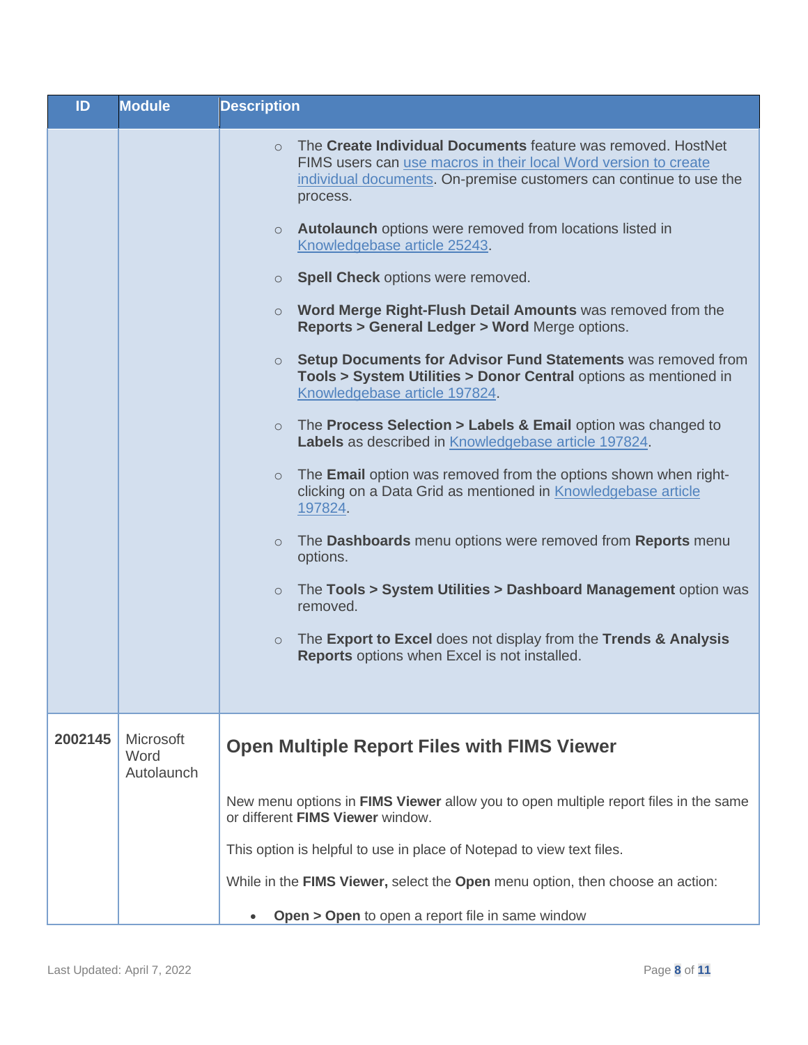| ID | Module | Description |
| --- | --- | --- |
| | | ◦ The **Create Individual Documents** feature was removed. HostNet FIMS users can use macros in their local Word version to create individual documents. On-premise customers can continue to use the process.<br><br>◦ **Autolaunch** options were removed from locations listed in Knowledgebase article 25243.<br><br>◦ **Spell Check** options were removed.<br><br>◦ **Word Merge Right-Flush Detail Amounts** was removed from the **Reports > General Ledger > Word** Merge options.<br><br>◦ **Setup Documents for Advisor Fund Statements** was removed from **Tools > System Utilities > Donor Central** options as mentioned in Knowledgebase article 197824.<br><br>◦ The **Process Selection > Labels & Email** option was changed to **Labels** as described in Knowledgebase article 197824.<br><br>◦ The **Email** option was removed from the options shown when right-clicking on a Data Grid as mentioned in Knowledgebase article 197824.<br><br>◦ The **Dashboards** menu options were removed from **Reports** menu options.<br><br>◦ The **Tools > System Utilities > Dashboard Management** option was removed.<br><br>◦ The **Export to Excel** does not display from the **Trends & Analysis Reports** options when Excel is not installed. |
| **2002145** | Microsoft Word Autolaunch | **Open Multiple Report Files with FIMS Viewer**<br><br>New menu options in **FIMS Viewer** allow you to open multiple report files in the same or different **FIMS Viewer** window.<br><br>This option is helpful to use in place of Notepad to view text files.<br><br>While in the **FIMS Viewer,** select the **Open** menu option, then choose an action:<br><br>• **Open > Open** to open a report file in same window |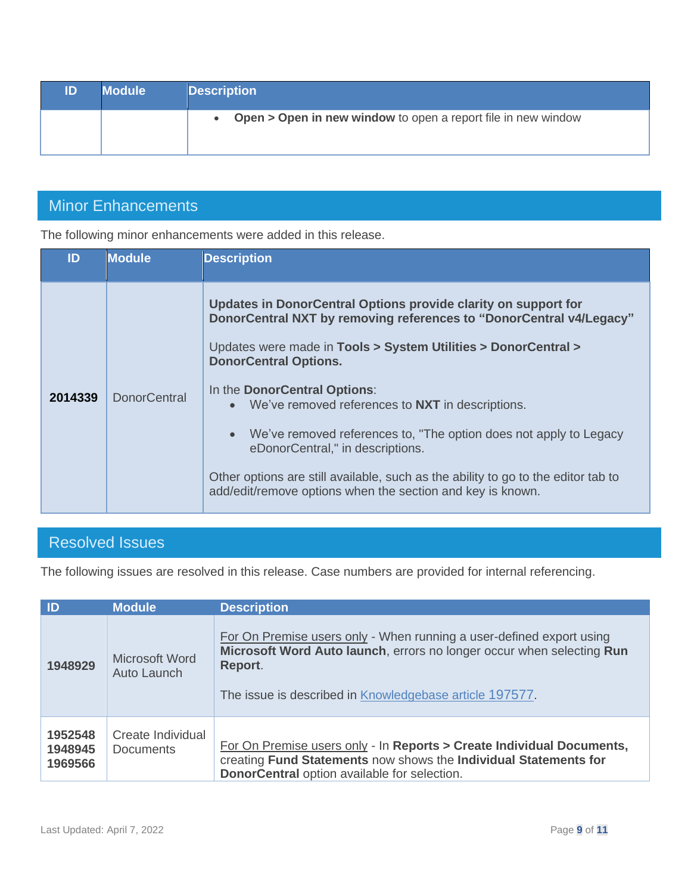| ID | Module | Description |
| --- | --- | --- |
| | | • **Open > Open in new window** to open a report file in new window |

## Minor Enhancements

The following minor enhancements were added in this release.

| ID | Module | Description |
| --- | --- | --- |
| **2014339** | DonorCentral | **Updates in DonorCentral Options provide clarity on support for DonorCentral NXT by removing references to "DonorCentral v4/Legacy"**<br><br>Updates were made in **Tools > System Utilities > DonorCentral > DonorCentral Options.**<br><br>In the **DonorCentral Options**:<br>• We've removed references to **NXT** in descriptions.<br>• We've removed references to, "The option does not apply to Legacy eDonorCentral," in descriptions.<br><br>Other options are still available, such as the ability to go to the editor tab to add/edit/remove options when the section and key is known. |

## Resolved Issues

The following issues are resolved in this release. Case numbers are provided for internal referencing.

| ID | Module | Description |
| --- | --- | --- |
| **1948929** | Microsoft Word Auto Launch | For On Premise users only - When running a user-defined export using **Microsoft Word Auto launch**, errors no longer occur when selecting **Run Report**.<br><br>The issue is described in Knowledgebase article 197577. |
| **1952548**<br>**1948945**<br>**1969566** | Create Individual Documents | For On Premise users only - In **Reports > Create Individual Documents,** creating **Fund Statements** now shows the **Individual Statements for DonorCentral** option available for selection. |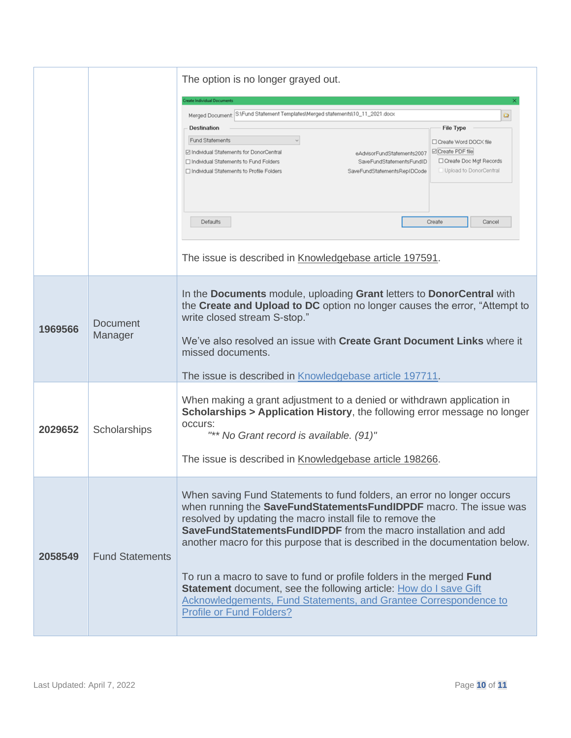| | | |
|---|---|---|
| | | The option is no longer grayed out.<br><br>The issue is described in Knowledgebase article 197591. |
| **1969566** | Document Manager | In the **Documents** module, uploading **Grant** letters to **DonorCentral** with the **Create and Upload to DC** option no longer causes the error, "Attempt to write closed stream S-stop."<br><br>We've also resolved an issue with **Create Grant Document Links** where it missed documents.<br><br>The issue is described in Knowledgebase article 197711. |
| **2029652** | Scholarships | When making a grant adjustment to a denied or withdrawn application in **Scholarships > Application History**, the following error message no longer occurs:<br>*"** No Grant record is available. (91)"*<br><br>The issue is described in Knowledgebase article 198266. |
| **2058549** | Fund Statements | When saving Fund Statements to fund folders, an error no longer occurs when running the **SaveFundStatementsFundIDPDF** macro. The issue was resolved by updating the macro install file to remove the **SaveFundStatementsFundIDPDF** from the macro installation and add another macro for this purpose that is described in the documentation below.<br><br>To run a macro to save to fund or profile folders in the merged **Fund Statement** document, see the following article: How do I save Gift Acknowledgements, Fund Statements, and Grantee Correspondence to Profile or Fund Folders? |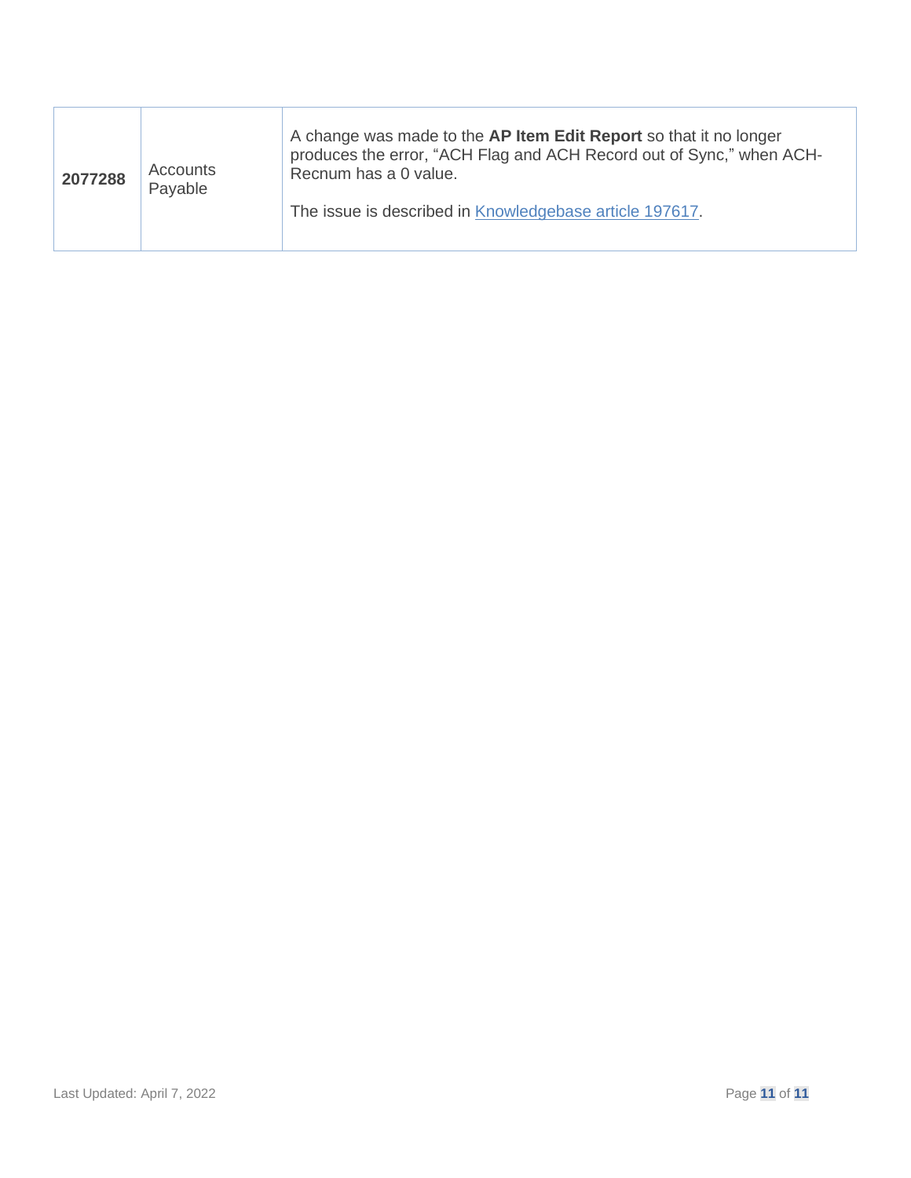| | | |
|---|---|---|
| **2077288** | Accounts Payable | A change was made to the **AP Item Edit Report** so that it no longer produces the error, "ACH Flag and ACH Record out of Sync," when ACH-Recnum has a 0 value.<br><br>The issue is described in Knowledgebase article 197617. |

Last Updated: April 7, 2022